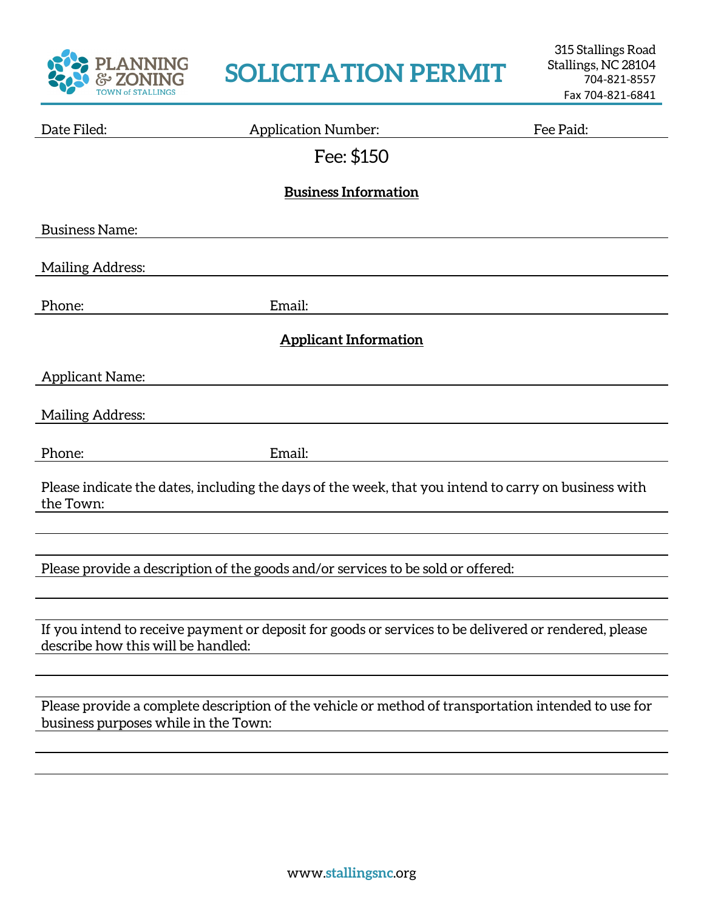PLANNING & ZONING
TOWN of STALLINGS

# SOLICITATION PERMIT

315 Stallings Road
Stallings, NC 28104
704-821-8557
Fax 704-821-6841

Date Filed: ______________ Application Number: ______________ Fee Paid: ______________

Fee: $150

**Business Information**

Business Name: ________________________________________

Mailing Address: ________________________________________

Phone: ______________ Email: ______________________________

**Applicant Information**

Applicant Name: ________________________________________

Mailing Address: ________________________________________

Phone: ______________ Email: ______________________________

Please indicate the dates, including the days of the week, that you intend to carry on business with the Town:

________________________________________

________________________________________

Please provide a description of the goods and/or services to be sold or offered:

________________________________________

________________________________________

If you intend to receive payment or deposit for goods or services to be delivered or rendered, please describe how this will be handled:

________________________________________

________________________________________

Please provide a complete description of the vehicle or method of transportation intended to use for business purposes while in the Town:

________________________________________

________________________________________

www.stallingsnc.org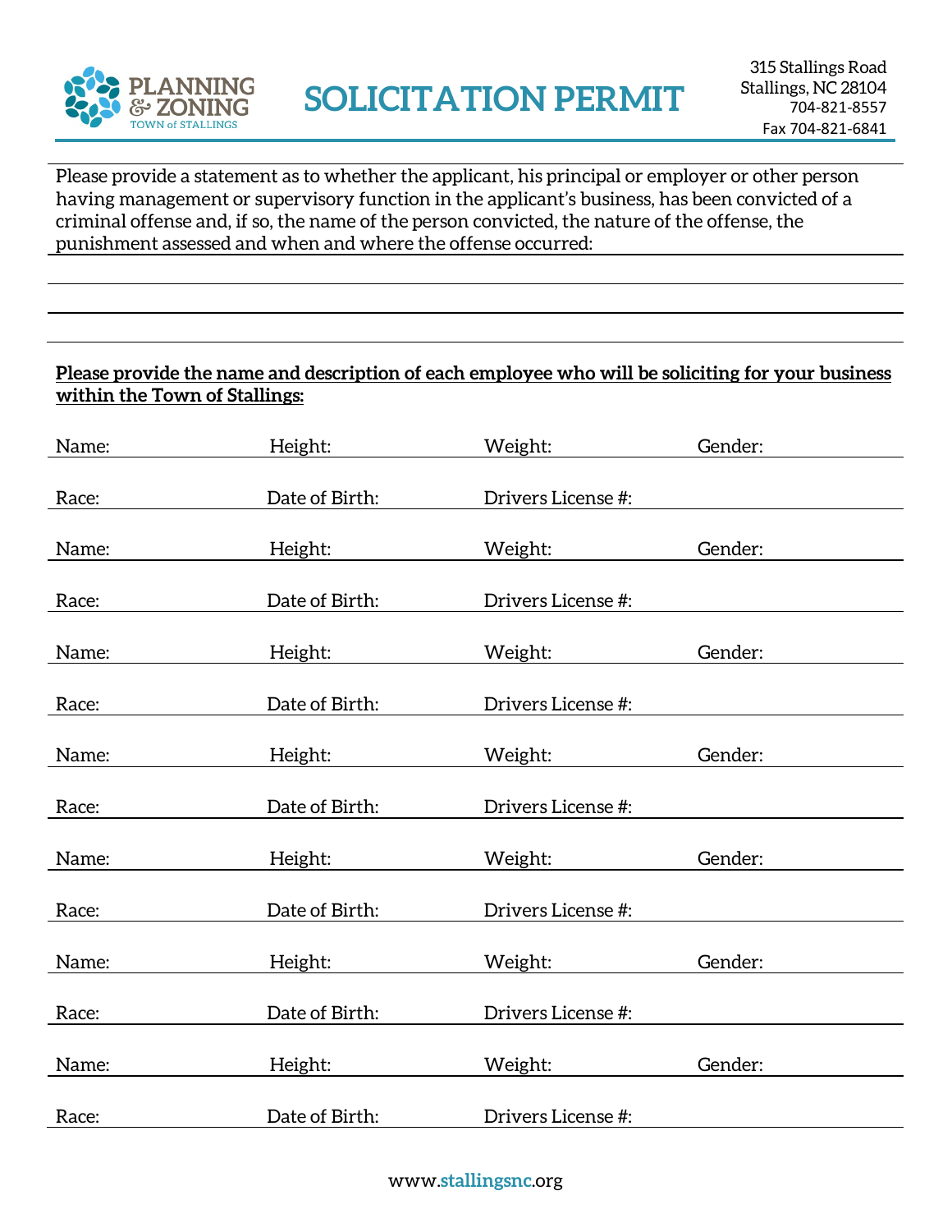# SOLICITATION PERMIT

PLANNING & ZONING
TOWN of STALLINGS

315 Stallings Road
Stallings, NC 28104
704-821-8557
Fax 704-821-6841

Please provide a statement as to whether the applicant, his principal or employer or other person having management or supervisory function in the applicant's business, has been convicted of a criminal offense and, if so, the name of the person convicted, the nature of the offense, the punishment assessed and when and where the offense occurred:

______________________________________________________________________

______________________________________________________________________

______________________________________________________________________

**Please provide the name and description of each employee who will be soliciting for your business within the Town of Stallings:**

Name: ____________ Height: ____________ Weight: ____________ Gender: ____________

Race: ____________ Date of Birth: ____________ Drivers License #: ____________

Name: ____________ Height: ____________ Weight: ____________ Gender: ____________

Race: ____________ Date of Birth: ____________ Drivers License #: ____________

Name: ____________ Height: ____________ Weight: ____________ Gender: ____________

Race: ____________ Date of Birth: ____________ Drivers License #: ____________

Name: ____________ Height: ____________ Weight: ____________ Gender: ____________

Race: ____________ Date of Birth: ____________ Drivers License #: ____________

Name: ____________ Height: ____________ Weight: ____________ Gender: ____________

Race: ____________ Date of Birth: ____________ Drivers License #: ____________

Name: ____________ Height: ____________ Weight: ____________ Gender: ____________

Race: ____________ Date of Birth: ____________ Drivers License #: ____________

Name: ____________ Height: ____________ Weight: ____________ Gender: ____________

Race: ____________ Date of Birth: ____________ Drivers License #: ____________

www.stallingsnc.org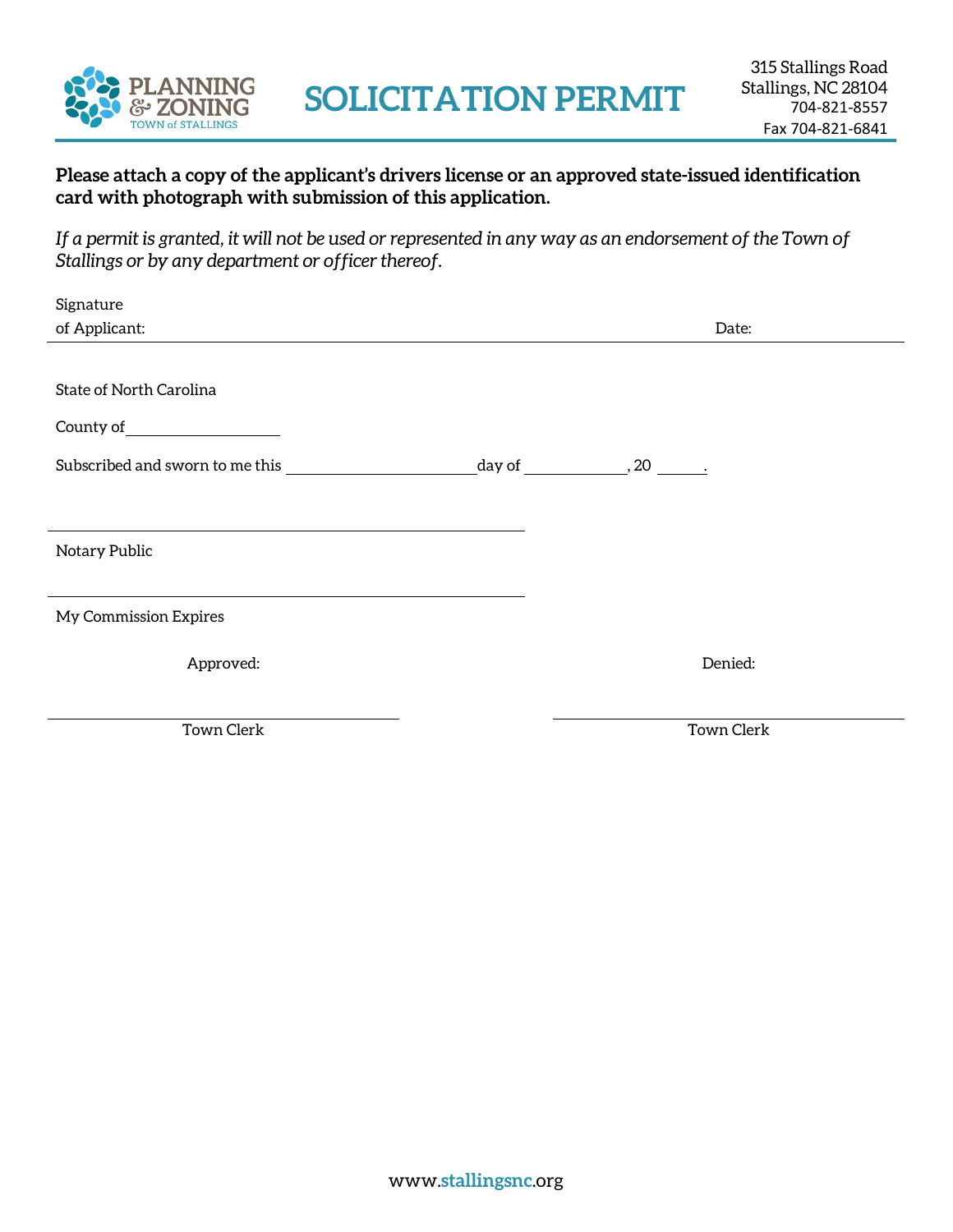PLANNING & ZONING
TOWN of STALLINGS

# SOLICITATION PERMIT

315 Stallings Road
Stallings, NC 28104
704-821-8557
Fax 704-821-6841

**Please attach a copy of the applicant's drivers license or an approved state-issued identification card with photograph with submission of this application.**

*If a permit is granted, it will not be used or represented in any way as an endorsement of the Town of Stallings or by any department or officer thereof.*

Signature of Applicant: ______________________________ Date: ____________

State of North Carolina

County of ____________

Subscribed and sworn to me this ____________ day of ____________, 20 ____.

______________________________

Notary Public

______________________________

My Commission Expires

Approved: ______________________________ Town Clerk

Denied: ______________________________ Town Clerk

www.stallingsnc.org